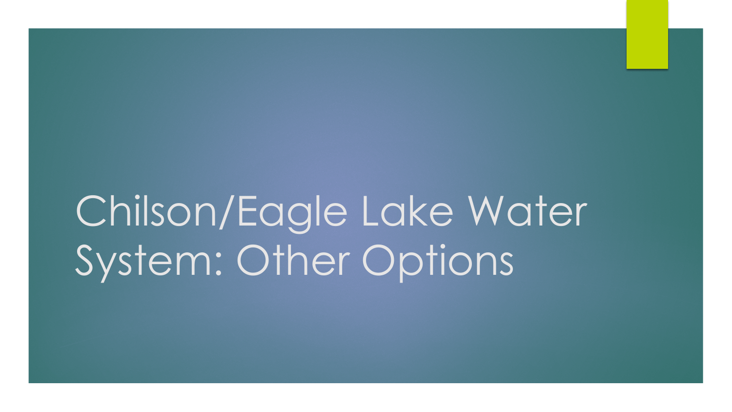# Chilson/Eagle Lake Water System: Other Options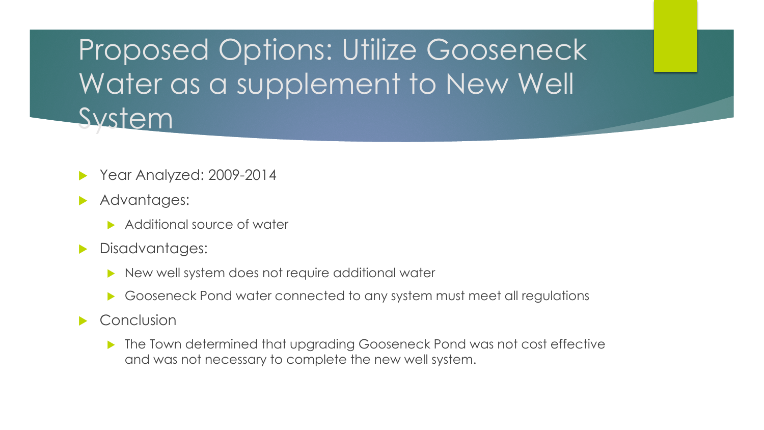# Proposed Options: Utilize Gooseneck Water as a supplement to New Well System

- Year Analyzed: 2009-2014
- Advantages:
  - Additional source of water
- Disadvantages:
  - New well system does not require additional water
  - Gooseneck Pond water connected to any system must meet all regulations
- Conclusion
  - The Town determined that upgrading Gooseneck Pond was not cost effective and was not necessary to complete the new well system.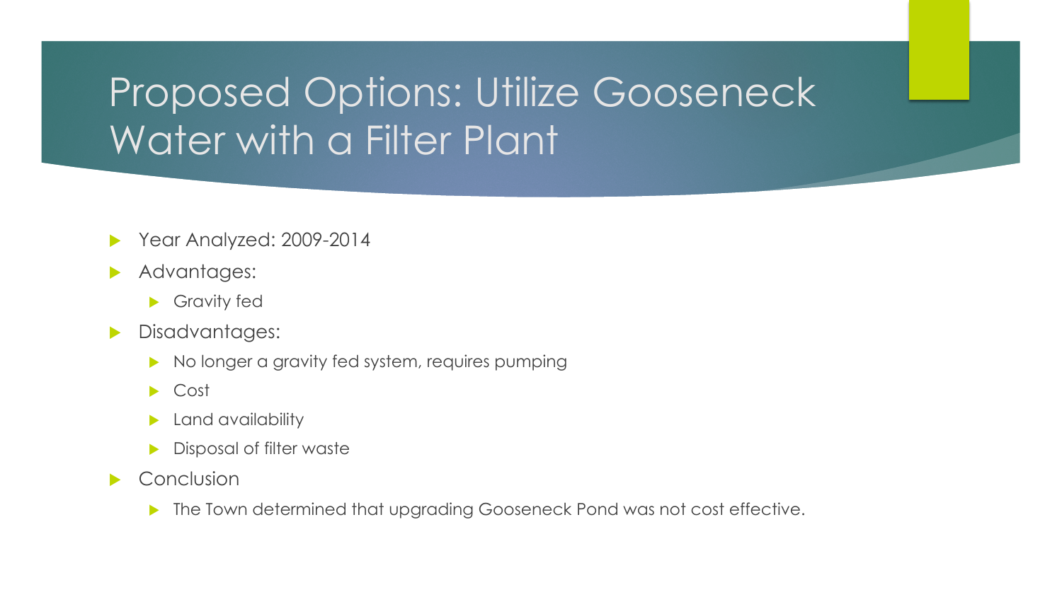# Proposed Options: Utilize Gooseneck Water with a Filter Plant

- Year Analyzed: 2009-2014
- Advantages:
  - Gravity fed
- Disadvantages:
  - No longer a gravity fed system, requires pumping
  - Cost
  - Land availability
  - Disposal of filter waste
- Conclusion
  - The Town determined that upgrading Gooseneck Pond was not cost effective.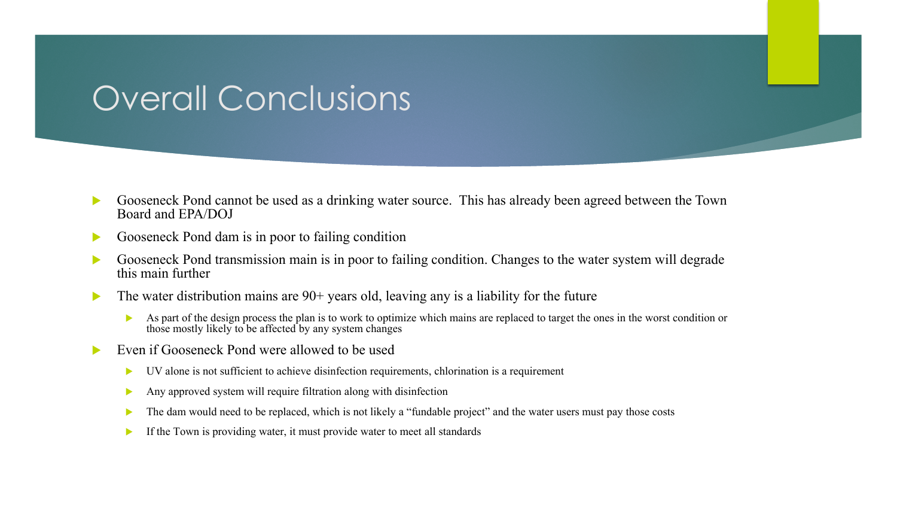# Overall Conclusions

- Gooseneck Pond cannot be used as a drinking water source. This has already been agreed between the Town Board and EPA/DOJ
- Gooseneck Pond dam is in poor to failing condition
- Gooseneck Pond transmission main is in poor to failing condition. Changes to the water system will degrade this main further
- The water distribution mains are 90+ years old, leaving any is a liability for the future
  - As part of the design process the plan is to work to optimize which mains are replaced to target the ones in the worst condition or those mostly likely to be affected by any system changes
- Even if Gooseneck Pond were allowed to be used
  - UV alone is not sufficient to achieve disinfection requirements, chlorination is a requirement
  - Any approved system will require filtration along with disinfection
  - The dam would need to be replaced, which is not likely a "fundable project" and the water users must pay those costs
  - If the Town is providing water, it must provide water to meet all standards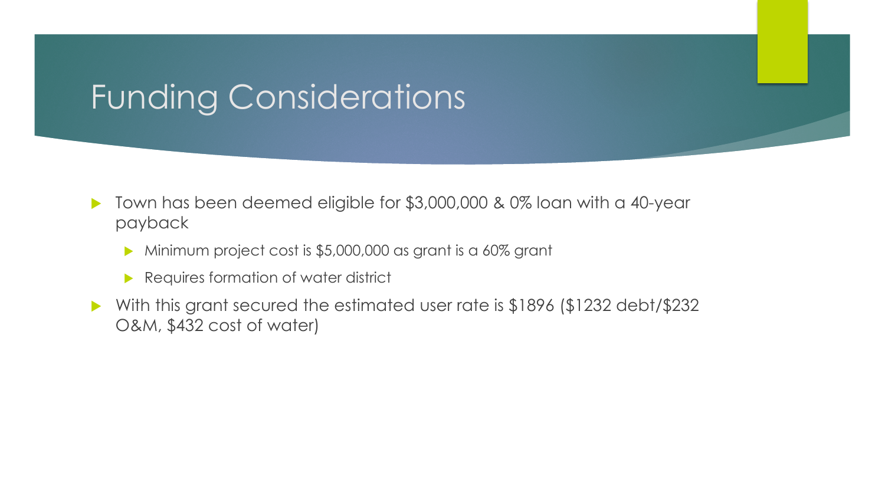# Funding Considerations

- Town has been deemed eligible for $3,000,000 & 0% loan with a 40-year payback
  - Minimum project cost is $5,000,000 as grant is a 60% grant
  - Requires formation of water district
- With this grant secured the estimated user rate is $1896 ($1232 debt/$232 O&M, $432 cost of water)